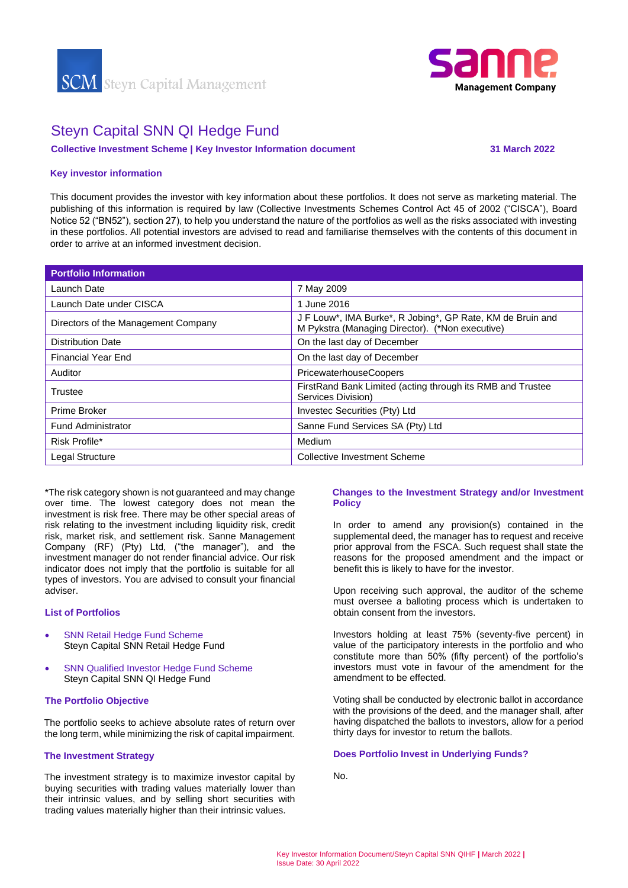SCM Steyn Capital Management

sanne Management Company

# Steyn Capital SNN QI Hedge Fund

**Collective Investment Scheme | Key Investor Information document** **31 March 2022**

## Key investor information

This document provides the investor with key information about these portfolios. It does not serve as marketing material. The publishing of this information is required by law (Collective Investments Schemes Control Act 45 of 2002 ("CISCA"), Board Notice 52 ("BN52"), section 27), to help you understand the nature of the portfolios as well as the risks associated with investing in these portfolios. All potential investors are advised to read and familiarise themselves with the contents of this document in order to arrive at an informed investment decision.

| Portfolio Information | |
|---|---|
| Launch Date | 7 May 2009 |
| Launch Date under CISCA | 1 June 2016 |
| Directors of the Management Company | J F Louw*, IMA Burke*, R Jobing*, GP Rate, KM de Bruin and M Pykstra (Managing Director). (*Non executive) |
| Distribution Date | On the last day of December |
| Financial Year End | On the last day of December |
| Auditor | PricewaterhouseCoopers |
| Trustee | FirstRand Bank Limited (acting through its RMB and Trustee Services Division) |
| Prime Broker | Investec Securities (Pty) Ltd |
| Fund Administrator | Sanne Fund Services SA (Pty) Ltd |
| Risk Profile* | Medium |
| Legal Structure | Collective Investment Scheme |

*The risk category shown is not guaranteed and may change over time. The lowest category does not mean the investment is risk free. There may be other special areas of risk relating to the investment including liquidity risk, credit risk, market risk, and settlement risk. Sanne Management Company (RF) (Pty) Ltd, ("the manager"), and the investment manager do not render financial advice. Our risk indicator does not imply that the portfolio is suitable for all types of investors. You are advised to consult your financial adviser.

### List of Portfolios

- SNN Retail Hedge Fund Scheme
  Steyn Capital SNN Retail Hedge Fund
- SNN Qualified Investor Hedge Fund Scheme
  Steyn Capital SNN QI Hedge Fund

### The Portfolio Objective

The portfolio seeks to achieve absolute rates of return over the long term, while minimizing the risk of capital impairment.

### The Investment Strategy

The investment strategy is to maximize investor capital by buying securities with trading values materially lower than their intrinsic values, and by selling short securities with trading values materially higher than their intrinsic values.

### Changes to the Investment Strategy and/or Investment Policy

In order to amend any provision(s) contained in the supplemental deed, the manager has to request and receive prior approval from the FSCA. Such request shall state the reasons for the proposed amendment and the impact or benefit this is likely to have for the investor.

Upon receiving such approval, the auditor of the scheme must oversee a balloting process which is undertaken to obtain consent from the investors.

Investors holding at least 75% (seventy-five percent) in value of the participatory interests in the portfolio and who constitute more than 50% (fifty percent) of the portfolio's investors must vote in favour of the amendment for the amendment to be effected.

Voting shall be conducted by electronic ballot in accordance with the provisions of the deed, and the manager shall, after having dispatched the ballots to investors, allow for a period thirty days for investor to return the ballots.

### Does Portfolio Invest in Underlying Funds?

No.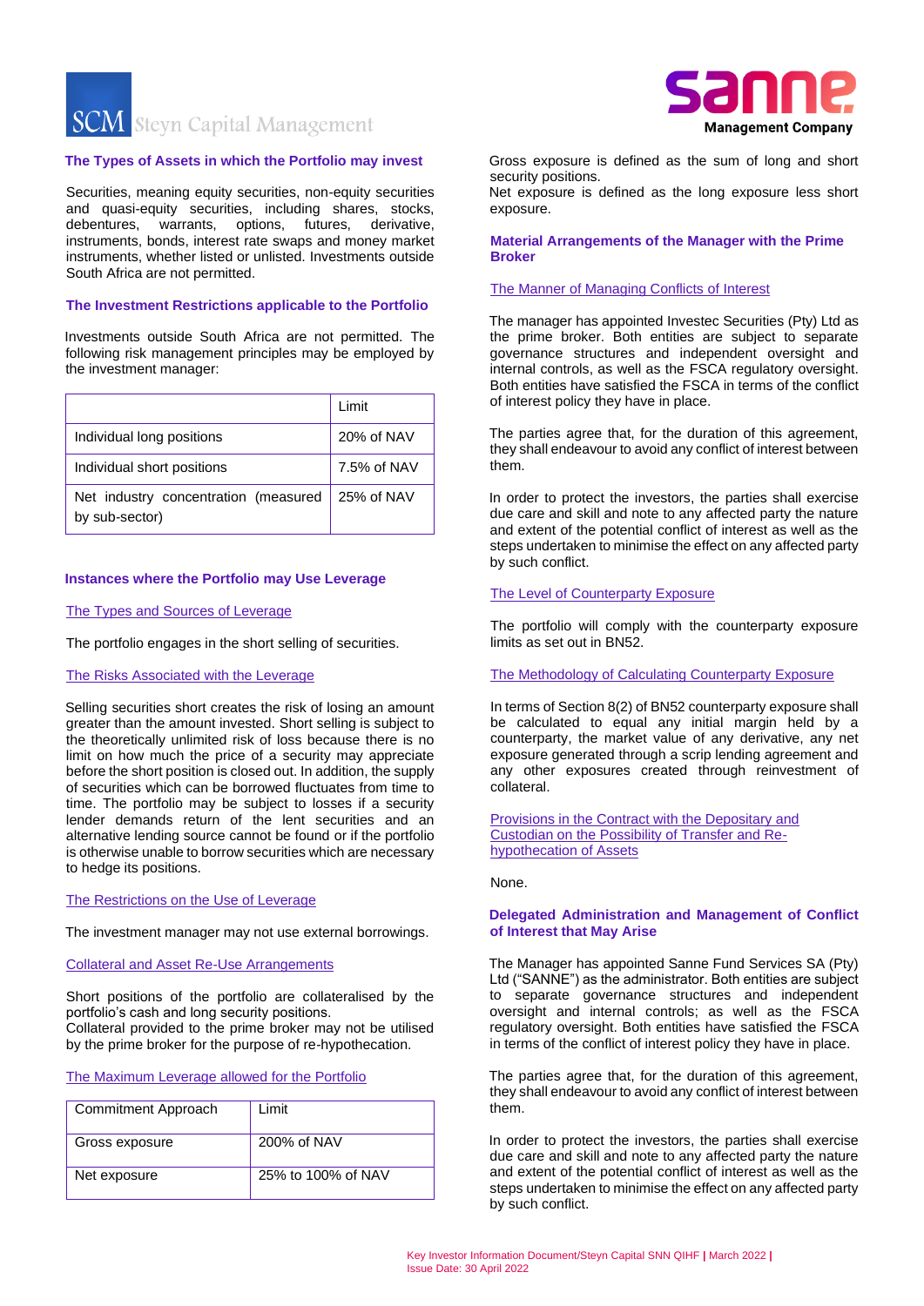## The Types of Assets in which the Portfolio may invest

Securities, meaning equity securities, non-equity securities and quasi-equity securities, including shares, stocks, debentures, warrants, options, futures, derivative, instruments, bonds, interest rate swaps and money market instruments, whether listed or unlisted. Investments outside South Africa are not permitted.

## The Investment Restrictions applicable to the Portfolio

Investments outside South Africa are not permitted. The following risk management principles may be employed by the investment manager:

| | Limit |
|---|---|
| Individual long positions | 20% of NAV |
| Individual short positions | 7.5% of NAV |
| Net industry concentration (measured by sub-sector) | 25% of NAV |

## Instances where the Portfolio may Use Leverage

### The Types and Sources of Leverage

The portfolio engages in the short selling of securities.

### The Risks Associated with the Leverage

Selling securities short creates the risk of losing an amount greater than the amount invested. Short selling is subject to the theoretically unlimited risk of loss because there is no limit on how much the price of a security may appreciate before the short position is closed out. In addition, the supply of securities which can be borrowed fluctuates from time to time. The portfolio may be subject to losses if a security lender demands return of the lent securities and an alternative lending source cannot be found or if the portfolio is otherwise unable to borrow securities which are necessary to hedge its positions.

### The Restrictions on the Use of Leverage

The investment manager may not use external borrowings.

### Collateral and Asset Re-Use Arrangements

Short positions of the portfolio are collateralised by the portfolio's cash and long security positions.
Collateral provided to the prime broker may not be utilised by the prime broker for the purpose of re-hypothecation.

### The Maximum Leverage allowed for the Portfolio

| Commitment Approach | Limit |
|---|---|
| Gross exposure | 200% of NAV |
| Net exposure | 25% to 100% of NAV |

Gross exposure is defined as the sum of long and short security positions.
Net exposure is defined as the long exposure less short exposure.

## Material Arrangements of the Manager with the Prime Broker

### The Manner of Managing Conflicts of Interest

The manager has appointed Investec Securities (Pty) Ltd as the prime broker. Both entities are subject to separate governance structures and independent oversight and internal controls, as well as the FSCA regulatory oversight. Both entities have satisfied the FSCA in terms of the conflict of interest policy they have in place.

The parties agree that, for the duration of this agreement, they shall endeavour to avoid any conflict of interest between them.

In order to protect the investors, the parties shall exercise due care and skill and note to any affected party the nature and extent of the potential conflict of interest as well as the steps undertaken to minimise the effect on any affected party by such conflict.

### The Level of Counterparty Exposure

The portfolio will comply with the counterparty exposure limits as set out in BN52.

### The Methodology of Calculating Counterparty Exposure

In terms of Section 8(2) of BN52 counterparty exposure shall be calculated to equal any initial margin held by a counterparty, the market value of any derivative, any net exposure generated through a scrip lending agreement and any other exposures created through reinvestment of collateral.

### Provisions in the Contract with the Depositary and Custodian on the Possibility of Transfer and Re-hypothecation of Assets

None.

## Delegated Administration and Management of Conflict of Interest that May Arise

The Manager has appointed Sanne Fund Services SA (Pty) Ltd ("SANNE") as the administrator. Both entities are subject to separate governance structures and independent oversight and internal controls; as well as the FSCA regulatory oversight. Both entities have satisfied the FSCA in terms of the conflict of interest policy they have in place.

The parties agree that, for the duration of this agreement, they shall endeavour to avoid any conflict of interest between them.

In order to protect the investors, the parties shall exercise due care and skill and note to any affected party the nature and extent of the potential conflict of interest as well as the steps undertaken to minimise the effect on any affected party by such conflict.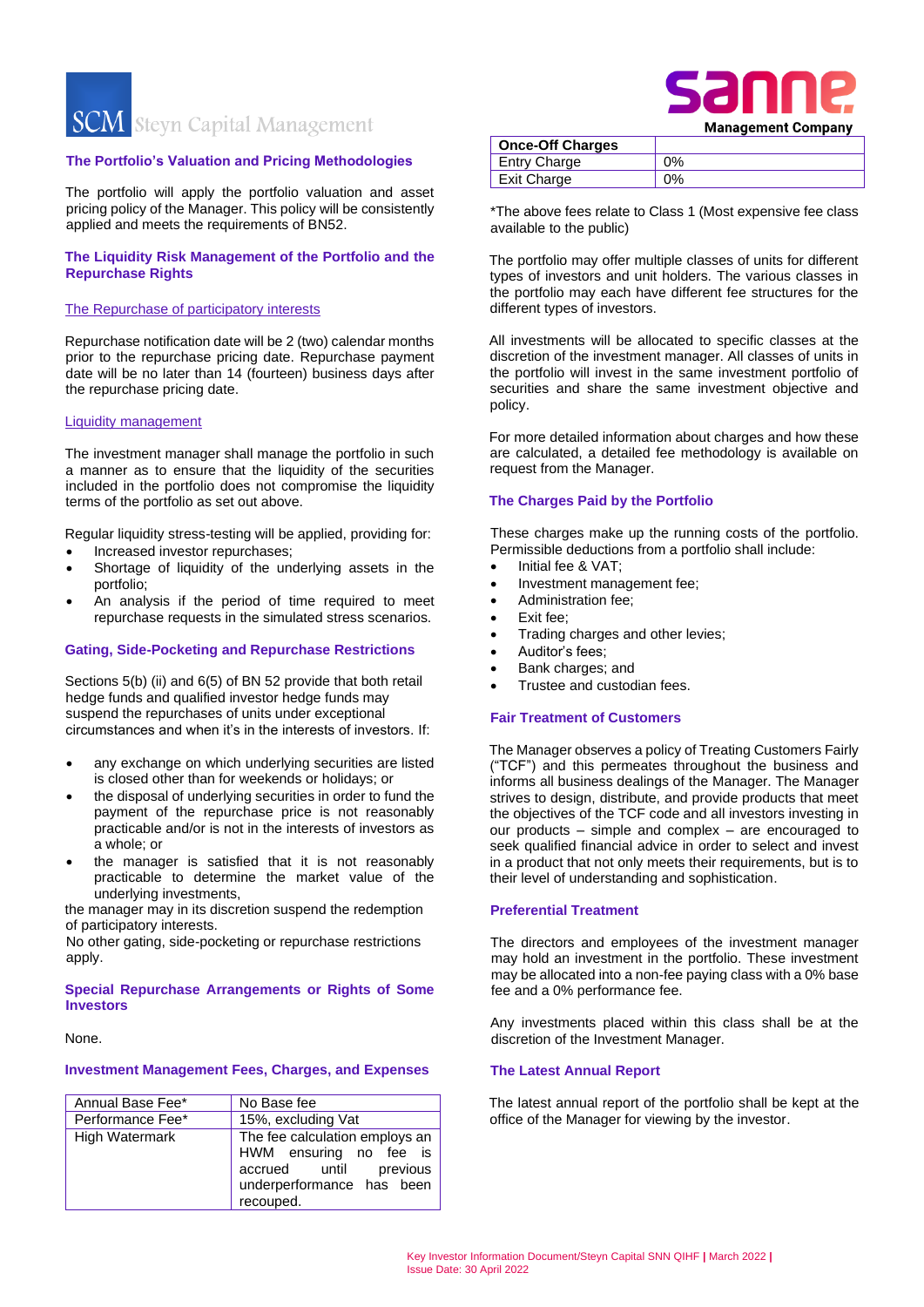## The Portfolio's Valuation and Pricing Methodologies

The portfolio will apply the portfolio valuation and asset pricing policy of the Manager. This policy will be consistently applied and meets the requirements of BN52.

## The Liquidity Risk Management of the Portfolio and the Repurchase Rights

### The Repurchase of participatory interests

Repurchase notification date will be 2 (two) calendar months prior to the repurchase pricing date. Repurchase payment date will be no later than 14 (fourteen) business days after the repurchase pricing date.

### Liquidity management

The investment manager shall manage the portfolio in such a manner as to ensure that the liquidity of the securities included in the portfolio does not compromise the liquidity terms of the portfolio as set out above.

Regular liquidity stress-testing will be applied, providing for:

- Increased investor repurchases;
- Shortage of liquidity of the underlying assets in the portfolio;
- An analysis if the period of time required to meet repurchase requests in the simulated stress scenarios.

## Gating, Side-Pocketing and Repurchase Restrictions

Sections 5(b) (ii) and 6(5) of BN 52 provide that both retail hedge funds and qualified investor hedge funds may suspend the repurchase of units under exceptional circumstances and when it's in the interests of investors. If:

- any exchange on which underlying securities are listed is closed other than for weekends or holidays; or
- the disposal of underlying securities in order to fund the payment of the repurchase price is not reasonably practicable and/or is not in the interests of investors as a whole; or
- the manager is satisfied that it is not reasonably practicable to determine the market value of the underlying investments,

the manager may in its discretion suspend the redemption of participatory interests.

No other gating, side-pocketing or repurchase restrictions apply.

## Special Repurchase Arrangements or Rights of Some Investors

None.

## Investment Management Fees, Charges, and Expenses

| Annual Base Fee* | No Base fee |
|---|---|
| Performance Fee* | 15%, excluding Vat |
| High Watermark | The fee calculation employs an HWM ensuring no fee is accrued until previous underperformance has been recouped. |

| Once-Off Charges | |
|---|---|
| Entry Charge | 0% |
| Exit Charge | 0% |

*The above fees relate to Class 1 (Most expensive fee class available to the public)

The portfolio may offer multiple classes of units for different types of investors and unit holders. The various classes in the portfolio may each have different fee structures for the different types of investors.

All investments will be allocated to specific classes at the discretion of the investment manager. All classes of units in the portfolio will invest in the same investment portfolio of securities and share the same investment objective and policy.

For more detailed information about charges and how these are calculated, a detailed fee methodology is available on request from the Manager.

## The Charges Paid by the Portfolio

These charges make up the running costs of the portfolio. Permissible deductions from a portfolio shall include:

- Initial fee & VAT;
- Investment management fee;
- Administration fee;
- Exit fee;
- Trading charges and other levies;
- Auditor's fees;
- Bank charges; and
- Trustee and custodian fees.

## Fair Treatment of Customers

The Manager observes a policy of Treating Customers Fairly ("TCF") and this permeates throughout the business and informs all business dealings of the Manager. The Manager strives to design, distribute, and provide products that meet the objectives of the TCF code and all investors investing in our products – simple and complex – are encouraged to seek qualified financial advice in order to select and invest in a product that not only meets their requirements, but is to their level of understanding and sophistication.

## Preferential Treatment

The directors and employees of the investment manager may hold an investment in the portfolio. These investment may be allocated into a non-fee paying class with a 0% base fee and a 0% performance fee.

Any investments placed within this class shall be at the discretion of the Investment Manager.

## The Latest Annual Report

The latest annual report of the portfolio shall be kept at the office of the Manager for viewing by the investor.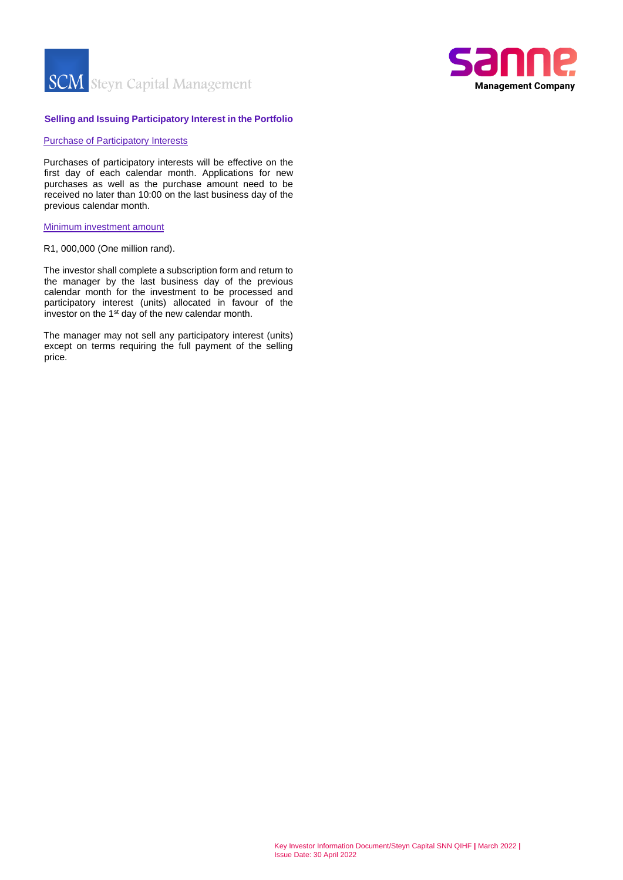### Selling and Issuing Participatory Interest in the Portfolio

Purchase of Participatory Interests

Purchases of participatory interests will be effective on the first day of each calendar month. Applications for new purchases as well as the purchase amount need to be received no later than 10:00 on the last business day of the previous calendar month.

Minimum investment amount

R1, 000,000 (One million rand).

The investor shall complete a subscription form and return to the manager by the last business day of the previous calendar month for the investment to be processed and participatory interest (units) allocated in favour of the investor on the 1st day of the new calendar month.

The manager may not sell any participatory interest (units) except on terms requiring the full payment of the selling price.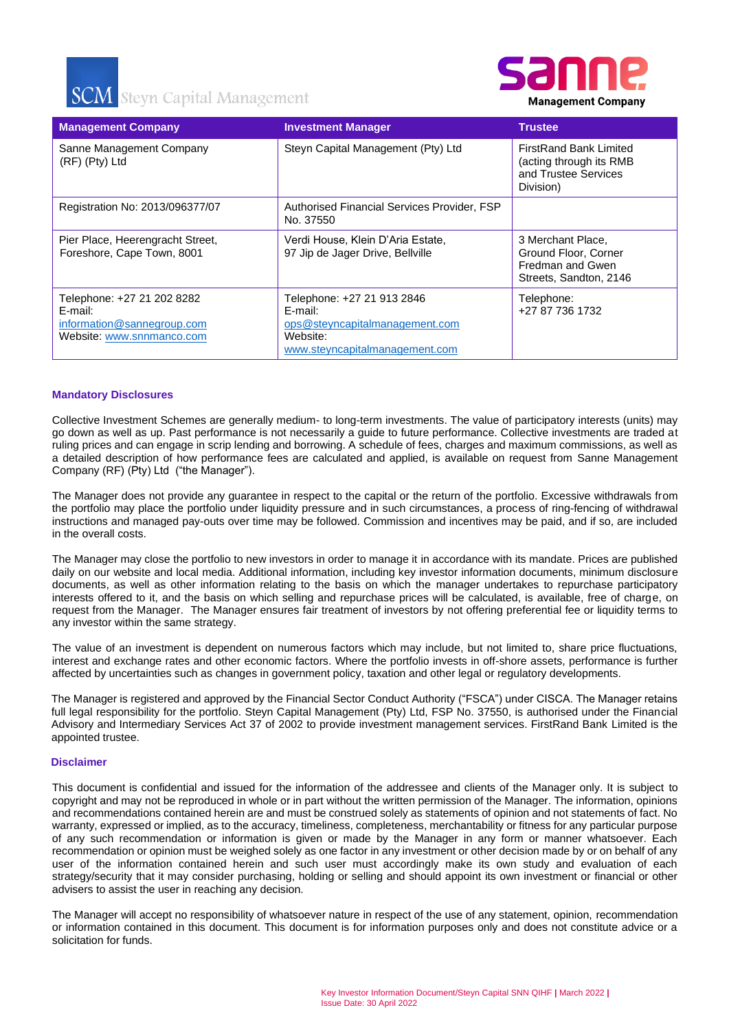SCM Steyn Capital Management

sanne Management Company

| Management Company | Investment Manager | Trustee |
|---|---|---|
| Sanne Management Company (RF) (Pty) Ltd | Steyn Capital Management (Pty) Ltd | FirstRand Bank Limited (acting through its RMB and Trustee Services Division) |
| Registration No: 2013/096377/07 | Authorised Financial Services Provider, FSP No. 37550 | |
| Pier Place, Heerengracht Street, Foreshore, Cape Town, 8001 | Verdi House, Klein D'Aria Estate, 97 Jip de Jager Drive, Bellville | 3 Merchant Place, Ground Floor, Corner Fredman and Gwen Streets, Sandton, 2146 |
| Telephone: +27 21 202 8282<br>E-mail: information@sannegroup.com<br>Website: www.snnmanco.com | Telephone: +27 21 913 2846<br>E-mail: ops@steyncapitalmanagement.com<br>Website: www.steyncapitalmanagement.com | Telephone: +27 87 736 1732 |

## Mandatory Disclosures

Collective Investment Schemes are generally medium- to long-term investments. The value of participatory interests (units) may go down as well as up. Past performance is not necessarily a guide to future performance. Collective investments are traded at ruling prices and can engage in scrip lending and borrowing. A schedule of fees, charges and maximum commissions, as well as a detailed description of how performance fees are calculated and applied, is available on request from Sanne Management Company (RF) (Pty) Ltd ("the Manager").

The Manager does not provide any guarantee in respect to the capital or the return of the portfolio. Excessive withdrawals from the portfolio may place the portfolio under liquidity pressure and in such circumstances, a process of ring-fencing of withdrawal instructions and managed pay-outs over time may be followed. Commission and incentives may be paid, and if so, are included in the overall costs.

The Manager may close the portfolio to new investors in order to manage it in accordance with its mandate. Prices are published daily on our website and local media. Additional information, including key investor information documents, minimum disclosure documents, as well as other information relating to the basis on which the manager undertakes to repurchase participatory interests offered to it, and the basis on which selling and repurchase prices will be calculated, is available, free of charge, on request from the Manager. The Manager ensures fair treatment of investors by not offering preferential fee or liquidity terms to any investor within the same strategy.

The value of an investment is dependent on numerous factors which may include, but not limited to, share price fluctuations, interest and exchange rates and other economic factors. Where the portfolio invests in off-shore assets, performance is further affected by uncertainties such as changes in government policy, taxation and other legal or regulatory developments.

The Manager is registered and approved by the Financial Sector Conduct Authority ("FSCA") under CISCA. The Manager retains full legal responsibility for the portfolio. Steyn Capital Management (Pty) Ltd, FSP No. 37550, is authorised under the Financial Advisory and Intermediary Services Act 37 of 2002 to provide investment management services. FirstRand Bank Limited is the appointed trustee.

## Disclaimer

This document is confidential and issued for the information of the addressee and clients of the Manager only. It is subject to copyright and may not be reproduced in whole or in part without the written permission of the Manager. The information, opinions and recommendations contained herein are and must be construed solely as statements of opinion and not statements of fact. No warranty, expressed or implied, as to the accuracy, timeliness, completeness, merchantability or fitness for any particular purpose of any such recommendation or information is given or made by the Manager in any form or manner whatsoever. Each recommendation or opinion must be weighed solely as one factor in any investment or other decision made by or on behalf of any user of the information contained herein and such user must accordingly make its own study and evaluation of each strategy/security that it may consider purchasing, holding or selling and should appoint its own investment or financial or other advisers to assist the user in reaching any decision.

The Manager will accept no responsibility of whatsoever nature in respect of the use of any statement, opinion, recommendation or information contained in this document. This document is for information purposes only and does not constitute advice or a solicitation for funds.